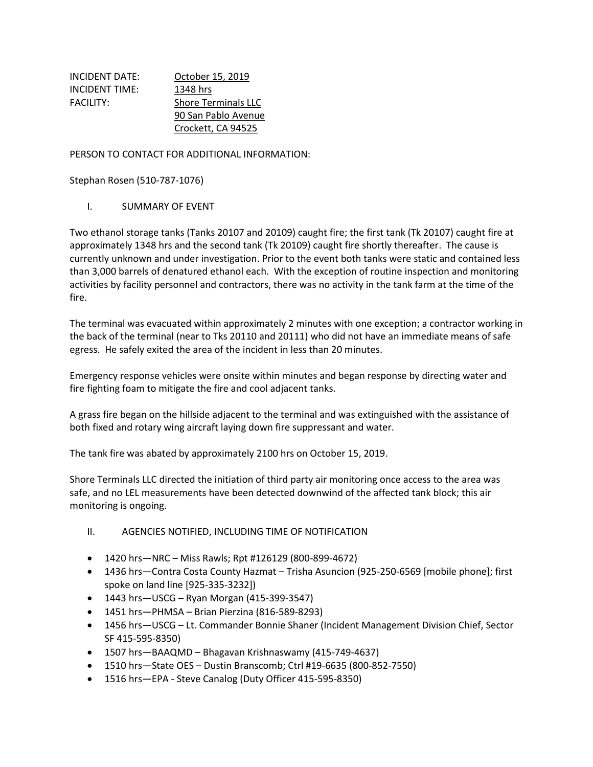INCIDENT DATE: October 15, 2019
INCIDENT TIME: 1348 hrs
FACILITY: Shore Terminals LLC
90 San Pablo Avenue
Crockett, CA 94525

PERSON TO CONTACT FOR ADDITIONAL INFORMATION:

Stephan Rosen (510-787-1076)

## I. SUMMARY OF EVENT

Two ethanol storage tanks (Tanks 20107 and 20109) caught fire; the first tank (Tk 20107) caught fire at approximately 1348 hrs and the second tank (Tk 20109) caught fire shortly thereafter. The cause is currently unknown and under investigation. Prior to the event both tanks were static and contained less than 3,000 barrels of denatured ethanol each. With the exception of routine inspection and monitoring activities by facility personnel and contractors, there was no activity in the tank farm at the time of the fire.

The terminal was evacuated within approximately 2 minutes with one exception; a contractor working in the back of the terminal (near to Tks 20110 and 20111) who did not have an immediate means of safe egress. He safely exited the area of the incident in less than 20 minutes.

Emergency response vehicles were onsite within minutes and began response by directing water and fire fighting foam to mitigate the fire and cool adjacent tanks.

A grass fire began on the hillside adjacent to the terminal and was extinguished with the assistance of both fixed and rotary wing aircraft laying down fire suppressant and water.

The tank fire was abated by approximately 2100 hrs on October 15, 2019.

Shore Terminals LLC directed the initiation of third party air monitoring once access to the area was safe, and no LEL measurements have been detected downwind of the affected tank block; this air monitoring is ongoing.

## II. AGENCIES NOTIFIED, INCLUDING TIME OF NOTIFICATION

- 1420 hrs—NRC – Miss Rawls; Rpt #126129 (800-899-4672)
- 1436 hrs—Contra Costa County Hazmat – Trisha Asuncion (925-250-6569 [mobile phone]; first spoke on land line [925-335-3232])
- 1443 hrs—USCG – Ryan Morgan (415-399-3547)
- 1451 hrs—PHMSA – Brian Pierzina (816-589-8293)
- 1456 hrs—USCG – Lt. Commander Bonnie Shaner (Incident Management Division Chief, Sector SF 415-595-8350)
- 1507 hrs—BAAQMD – Bhagavan Krishnaswamy (415-749-4637)
- 1510 hrs—State OES – Dustin Branscomb; Ctrl #19-6635 (800-852-7550)
- 1516 hrs—EPA - Steve Canalog (Duty Officer 415-595-8350)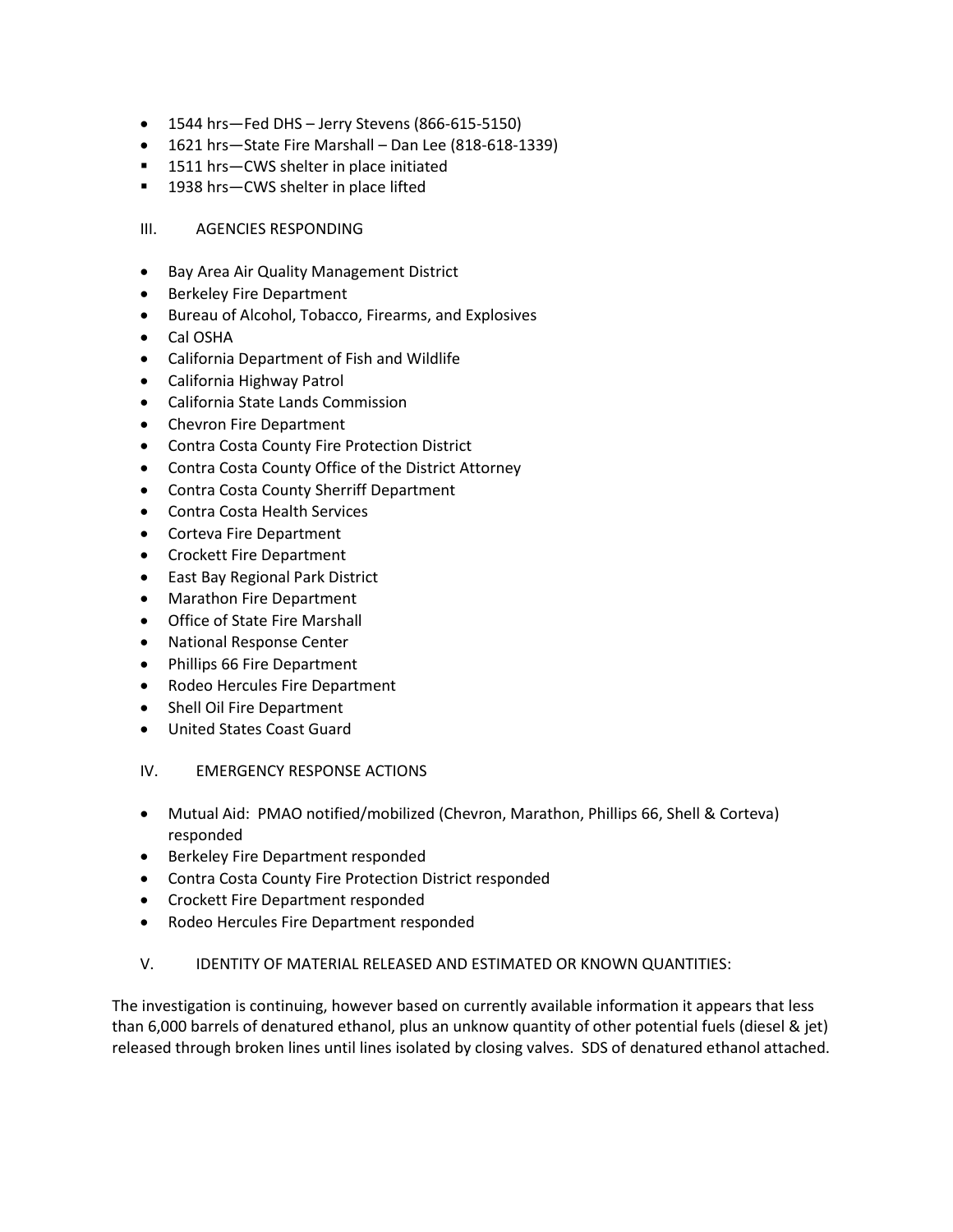- 1544 hrs—Fed DHS – Jerry Stevens (866-615-5150)
- 1621 hrs—State Fire Marshall – Dan Lee (818-618-1339)
  - 1511 hrs—CWS shelter in place initiated
  - 1938 hrs—CWS shelter in place lifted

## III. AGENCIES RESPONDING

- Bay Area Air Quality Management District
- Berkeley Fire Department
- Bureau of Alcohol, Tobacco, Firearms, and Explosives
- Cal OSHA
- California Department of Fish and Wildlife
- California Highway Patrol
- California State Lands Commission
- Chevron Fire Department
- Contra Costa County Fire Protection District
- Contra Costa County Office of the District Attorney
- Contra Costa County Sherriff Department
- Contra Costa Health Services
- Corteva Fire Department
- Crockett Fire Department
- East Bay Regional Park District
- Marathon Fire Department
- Office of State Fire Marshall
- National Response Center
- Phillips 66 Fire Department
- Rodeo Hercules Fire Department
- Shell Oil Fire Department
- United States Coast Guard

## IV. EMERGENCY RESPONSE ACTIONS

- Mutual Aid: PMAO notified/mobilized (Chevron, Marathon, Phillips 66, Shell & Corteva) responded
- Berkeley Fire Department responded
- Contra Costa County Fire Protection District responded
- Crockett Fire Department responded
- Rodeo Hercules Fire Department responded

## V. IDENTITY OF MATERIAL RELEASED AND ESTIMATED OR KNOWN QUANTITIES:

The investigation is continuing, however based on currently available information it appears that less than 6,000 barrels of denatured ethanol, plus an unknow quantity of other potential fuels (diesel & jet) released through broken lines until lines isolated by closing valves. SDS of denatured ethanol attached.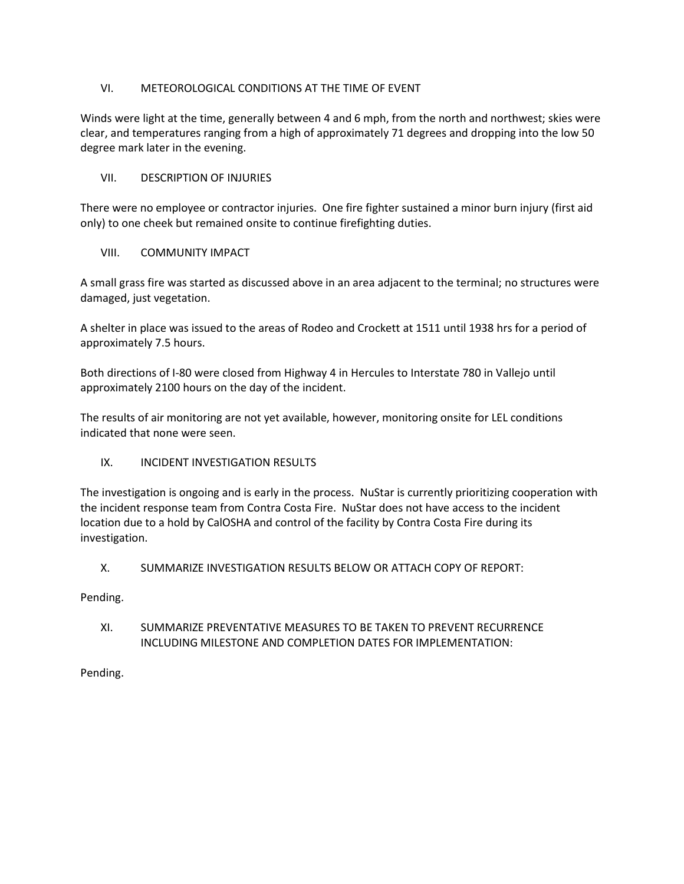## VI. METEOROLOGICAL CONDITIONS AT THE TIME OF EVENT

Winds were light at the time, generally between 4 and 6 mph, from the north and northwest; skies were clear, and temperatures ranging from a high of approximately 71 degrees and dropping into the low 50 degree mark later in the evening.

## VII. DESCRIPTION OF INJURIES

There were no employee or contractor injuries. One fire fighter sustained a minor burn injury (first aid only) to one cheek but remained onsite to continue firefighting duties.

## VIII. COMMUNITY IMPACT

A small grass fire was started as discussed above in an area adjacent to the terminal; no structures were damaged, just vegetation.

A shelter in place was issued to the areas of Rodeo and Crockett at 1511 until 1938 hrs for a period of approximately 7.5 hours.

Both directions of I-80 were closed from Highway 4 in Hercules to Interstate 780 in Vallejo until approximately 2100 hours on the day of the incident.

The results of air monitoring are not yet available, however, monitoring onsite for LEL conditions indicated that none were seen.

## IX. INCIDENT INVESTIGATION RESULTS

The investigation is ongoing and is early in the process. NuStar is currently prioritizing cooperation with the incident response team from Contra Costa Fire. NuStar does not have access to the incident location due to a hold by CalOSHA and control of the facility by Contra Costa Fire during its investigation.

## X. SUMMARIZE INVESTIGATION RESULTS BELOW OR ATTACH COPY OF REPORT:

Pending.

## XI. SUMMARIZE PREVENTATIVE MEASURES TO BE TAKEN TO PREVENT RECURRENCE INCLUDING MILESTONE AND COMPLETION DATES FOR IMPLEMENTATION:

Pending.